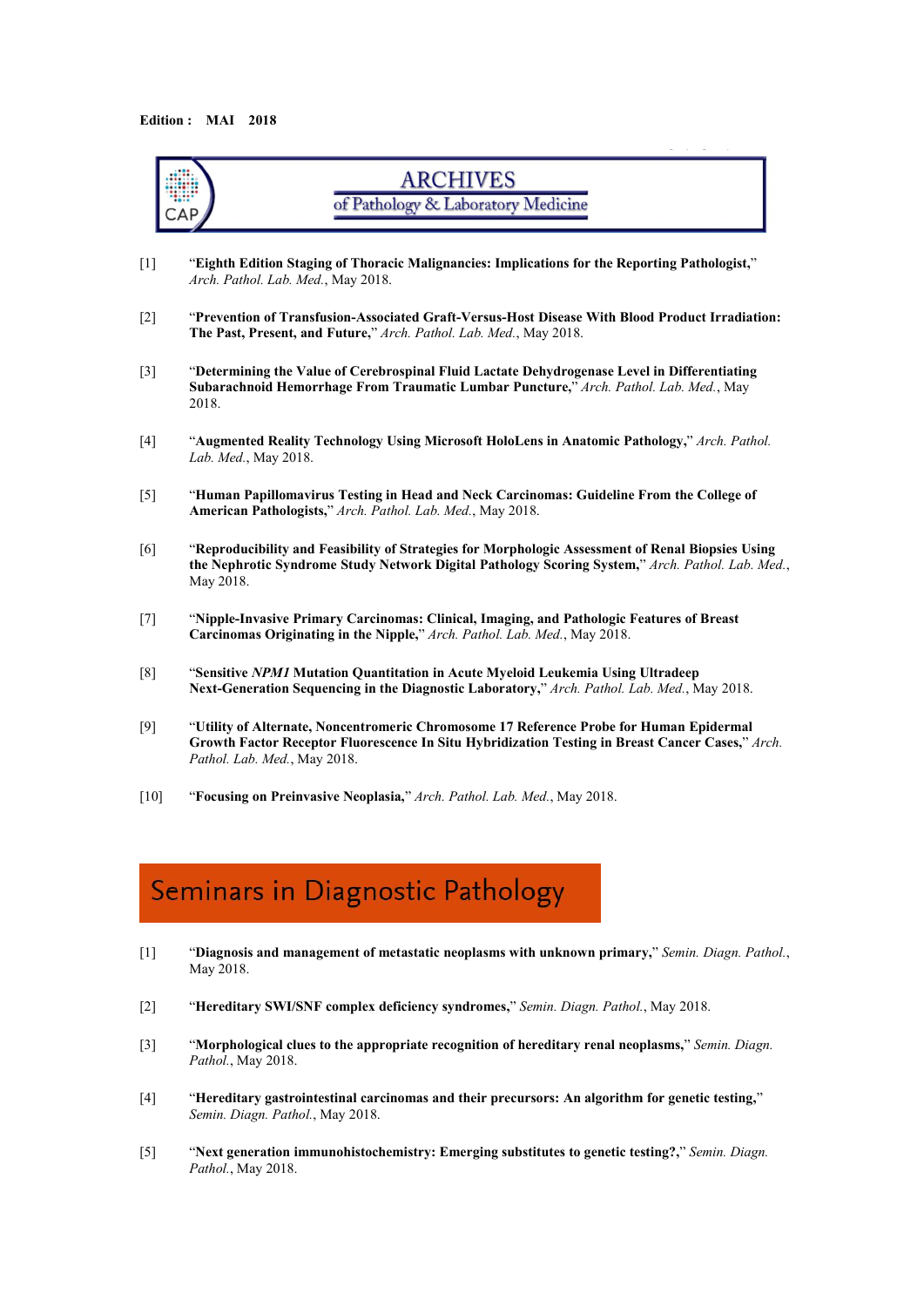**Edition : MAI 2018**

## ARCHIVES of Pathology & Laboratory Medicine

[1] "**Eighth Edition Staging of Thoracic Malignancies: Implications for the Reporting Pathologist,**" *Arch. Pathol. Lab. Med.*, May 2018.

[2] "**Prevention of Transfusion-Associated Graft-Versus-Host Disease With Blood Product Irradiation: The Past, Present, and Future,**" *Arch. Pathol. Lab. Med.*, May 2018.

[3] "**Determining the Value of Cerebrospinal Fluid Lactate Dehydrogenase Level in Differentiating Subarachnoid Hemorrhage From Traumatic Lumbar Puncture,**" *Arch. Pathol. Lab. Med.*, May 2018.

[4] "**Augmented Reality Technology Using Microsoft HoloLens in Anatomic Pathology,**" *Arch. Pathol. Lab. Med.*, May 2018.

[5] "**Human Papillomavirus Testing in Head and Neck Carcinomas: Guideline From the College of American Pathologists,**" *Arch. Pathol. Lab. Med.*, May 2018.

[6] "**Reproducibility and Feasibility of Strategies for Morphologic Assessment of Renal Biopsies Using the Nephrotic Syndrome Study Network Digital Pathology Scoring System,**" *Arch. Pathol. Lab. Med.*, May 2018.

[7] "**Nipple-Invasive Primary Carcinomas: Clinical, Imaging, and Pathologic Features of Breast Carcinomas Originating in the Nipple,**" *Arch. Pathol. Lab. Med.*, May 2018.

[8] "**Sensitive *NPM1* Mutation Quantitation in Acute Myeloid Leukemia Using Ultradeep Next-Generation Sequencing in the Diagnostic Laboratory,**" *Arch. Pathol. Lab. Med.*, May 2018.

[9] "**Utility of Alternate, Noncentromeric Chromosome 17 Reference Probe for Human Epidermal Growth Factor Receptor Fluorescence In Situ Hybridization Testing in Breast Cancer Cases,**" *Arch. Pathol. Lab. Med.*, May 2018.

[10] "**Focusing on Preinvasive Neoplasia,**" *Arch. Pathol. Lab. Med.*, May 2018.

## Seminars in Diagnostic Pathology

[1] "**Diagnosis and management of metastatic neoplasms with unknown primary,**" *Semin. Diagn. Pathol.*, May 2018.

[2] "**Hereditary SWI/SNF complex deficiency syndromes,**" *Semin. Diagn. Pathol.*, May 2018.

[3] "**Morphological clues to the appropriate recognition of hereditary renal neoplasms,**" *Semin. Diagn. Pathol.*, May 2018.

[4] "**Hereditary gastrointestinal carcinomas and their precursors: An algorithm for genetic testing,**" *Semin. Diagn. Pathol.*, May 2018.

[5] "**Next generation immunohistochemistry: Emerging substitutes to genetic testing?,**" *Semin. Diagn. Pathol.*, May 2018.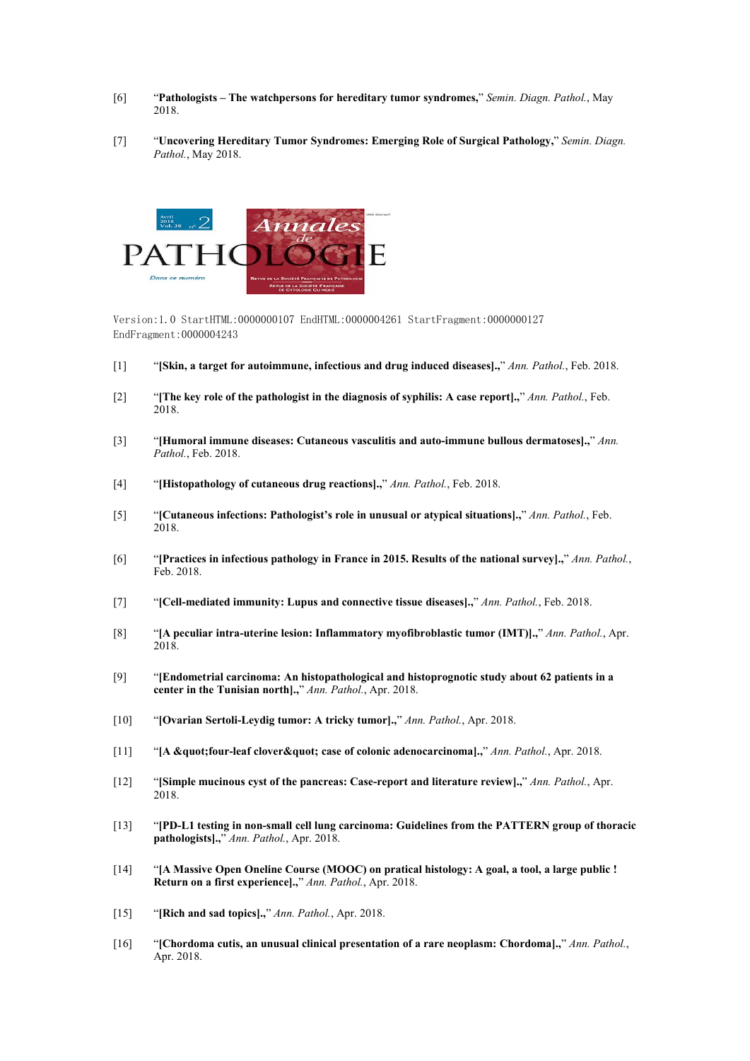[6] "**Pathologists – The watchpersons for hereditary tumor syndromes,**" *Semin. Diagn. Pathol.*, May 2018.

[7] "**Uncovering Hereditary Tumor Syndromes: Emerging Role of Surgical Pathology,**" *Semin. Diagn. Pathol.*, May 2018.

Version:1.0 StartHTML:0000000107 EndHTML:0000004261 StartFragment:0000000127 EndFragment:0000004243

[1] "**[Skin, a target for autoimmune, infectious and drug induced diseases].,**" *Ann. Pathol.*, Feb. 2018.

[2] "**[The key role of the pathologist in the diagnosis of syphilis: A case report].,**" *Ann. Pathol.*, Feb. 2018.

[3] "**[Humoral immune diseases: Cutaneous vasculitis and auto-immune bullous dermatoses].,**" *Ann. Pathol.*, Feb. 2018.

[4] "**[Histopathology of cutaneous drug reactions].,**" *Ann. Pathol.*, Feb. 2018.

[5] "**[Cutaneous infections: Pathologist's role in unusual or atypical situations].,**" *Ann. Pathol.*, Feb. 2018.

[6] "**[Practices in infectious pathology in France in 2015. Results of the national survey].,**" *Ann. Pathol.*, Feb. 2018.

[7] "**[Cell-mediated immunity: Lupus and connective tissue diseases].,**" *Ann. Pathol.*, Feb. 2018.

[8] "**[A peculiar intra-uterine lesion: Inflammatory myofibroblastic tumor (IMT)].,**" *Ann. Pathol.*, Apr. 2018.

[9] "**[Endometrial carcinoma: An histopathological and histoprognotic study about 62 patients in a center in the Tunisian north].,**" *Ann. Pathol.*, Apr. 2018.

[10] "**[Ovarian Sertoli-Leydig tumor: A tricky tumor].,**" *Ann. Pathol.*, Apr. 2018.

[11] "**[A &quot;four-leaf clover&quot; case of colonic adenocarcinoma].,**" *Ann. Pathol.*, Apr. 2018.

[12] "**[Simple mucinous cyst of the pancreas: Case-report and literature review].,**" *Ann. Pathol.*, Apr. 2018.

[13] "**[PD-L1 testing in non-small cell lung carcinoma: Guidelines from the PATTERN group of thoracic pathologists].,**" *Ann. Pathol.*, Apr. 2018.

[14] "**[A Massive Open Oneline Course (MOOC) on pratical histology: A goal, a tool, a large public ! Return on a first experience].,**" *Ann. Pathol.*, Apr. 2018.

[15] "**[Rich and sad topics].,**" *Ann. Pathol.*, Apr. 2018.

[16] "**[Chordoma cutis, an unusual clinical presentation of a rare neoplasm: Chordoma].,**" *Ann. Pathol.*, Apr. 2018.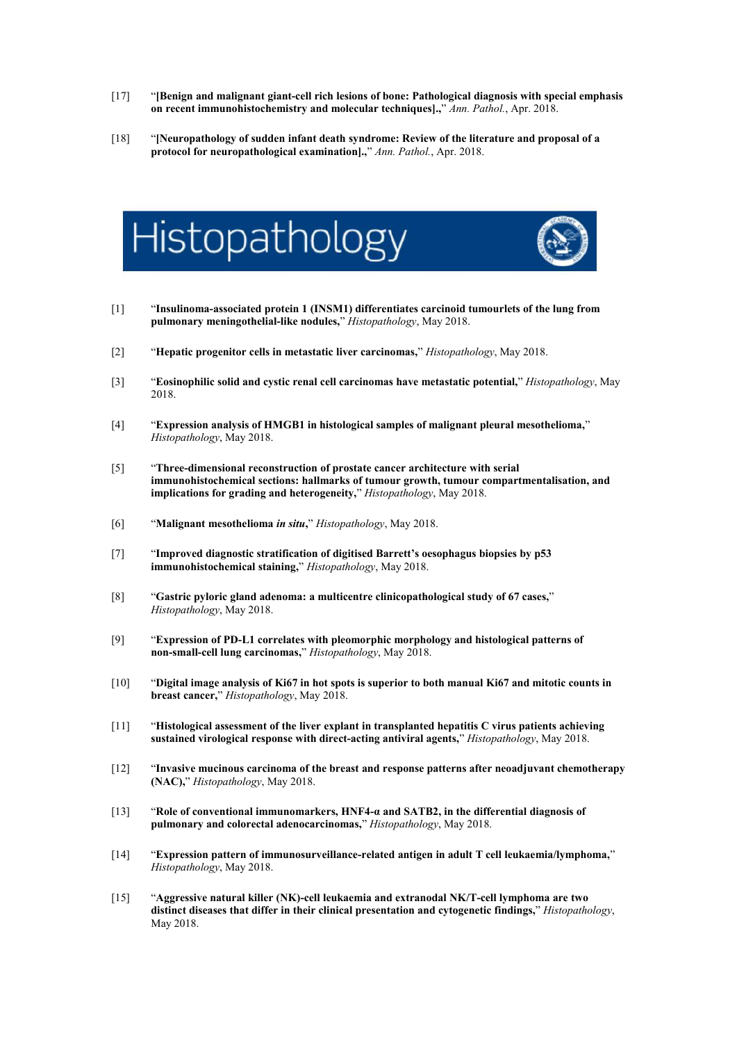[17] "**[Benign and malignant giant-cell rich lesions of bone: Pathological diagnosis with special emphasis on recent immunohistochemistry and molecular techniques].,**" *Ann. Pathol.*, Apr. 2018.

[18] "**[Neuropathology of sudden infant death syndrome: Review of the literature and proposal of a protocol for neuropathological examination].,**" *Ann. Pathol.*, Apr. 2018.

# Histopathology

[1] "**Insulinoma-associated protein 1 (INSM1) differentiates carcinoid tumourlets of the lung from pulmonary meningothelial-like nodules,**" *Histopathology*, May 2018.

[2] "**Hepatic progenitor cells in metastatic liver carcinomas,**" *Histopathology*, May 2018.

[3] "**Eosinophilic solid and cystic renal cell carcinomas have metastatic potential,**" *Histopathology*, May 2018.

[4] "**Expression analysis of HMGB1 in histological samples of malignant pleural mesothelioma,**" *Histopathology*, May 2018.

[5] "**Three-dimensional reconstruction of prostate cancer architecture with serial immunohistochemical sections: hallmarks of tumour growth, tumour compartmentalisation, and implications for grading and heterogeneity,**" *Histopathology*, May 2018.

[6] "**Malignant mesothelioma *in situ*,**" *Histopathology*, May 2018.

[7] "**Improved diagnostic stratification of digitised Barrett's oesophagus biopsies by p53 immunohistochemical staining,**" *Histopathology*, May 2018.

[8] "**Gastric pyloric gland adenoma: a multicentre clinicopathological study of 67 cases,**" *Histopathology*, May 2018.

[9] "**Expression of PD-L1 correlates with pleomorphic morphology and histological patterns of non-small-cell lung carcinomas,**" *Histopathology*, May 2018.

[10] "**Digital image analysis of Ki67 in hot spots is superior to both manual Ki67 and mitotic counts in breast cancer,**" *Histopathology*, May 2018.

[11] "**Histological assessment of the liver explant in transplanted hepatitis C virus patients achieving sustained virological response with direct-acting antiviral agents,**" *Histopathology*, May 2018.

[12] "**Invasive mucinous carcinoma of the breast and response patterns after neoadjuvant chemotherapy (NAC),**" *Histopathology*, May 2018.

[13] "**Role of conventional immunomarkers, HNF4-α and SATB2, in the differential diagnosis of pulmonary and colorectal adenocarcinomas,**" *Histopathology*, May 2018.

[14] "**Expression pattern of immunosurveillance-related antigen in adult T cell leukaemia/lymphoma,**" *Histopathology*, May 2018.

[15] "**Aggressive natural killer (NK)-cell leukaemia and extranodal NK/T-cell lymphoma are two distinct diseases that differ in their clinical presentation and cytogenetic findings,**" *Histopathology*, May 2018.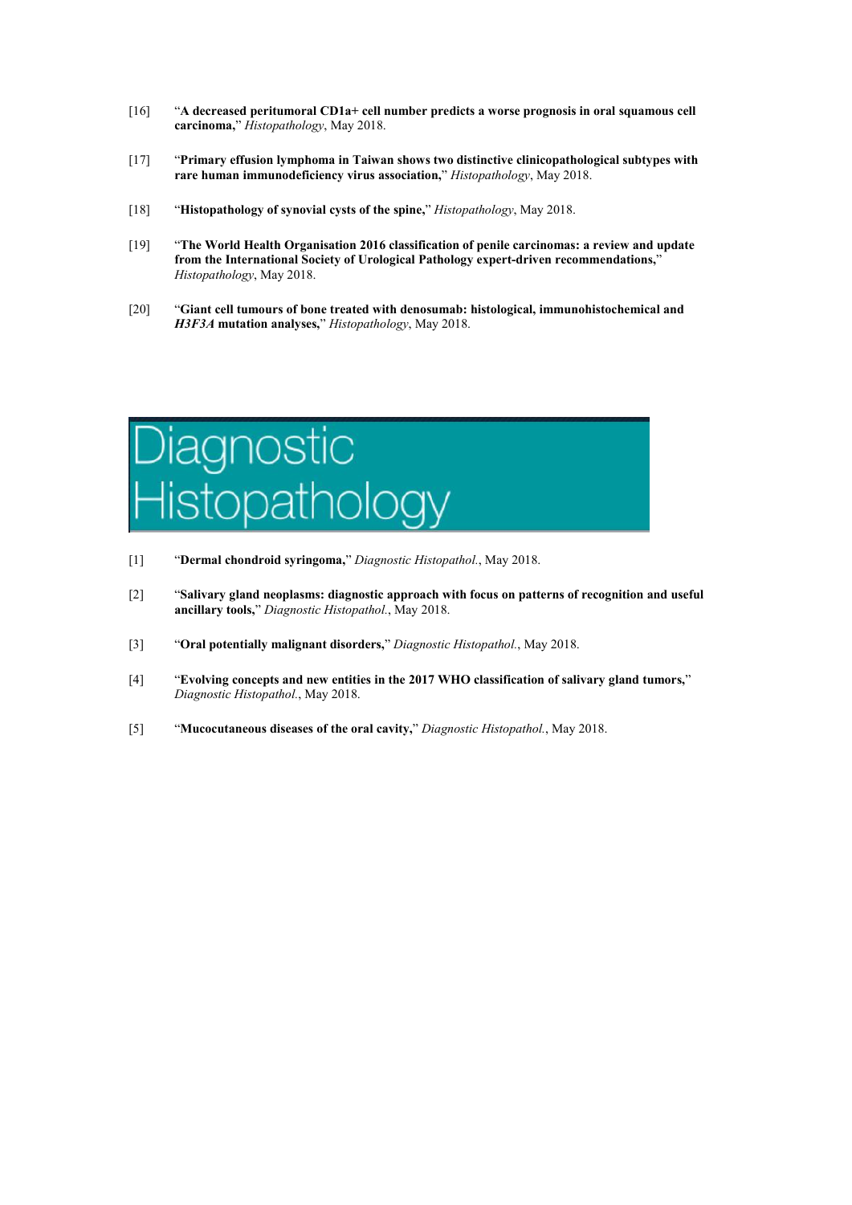[16] "**A decreased peritumoral CD1a+ cell number predicts a worse prognosis in oral squamous cell carcinoma,**" *Histopathology*, May 2018.

[17] "**Primary effusion lymphoma in Taiwan shows two distinctive clinicopathological subtypes with rare human immunodeficiency virus association,**" *Histopathology*, May 2018.

[18] "**Histopathology of synovial cysts of the spine,**" *Histopathology*, May 2018.

[19] "**The World Health Organisation 2016 classification of penile carcinomas: a review and update from the International Society of Urological Pathology expert-driven recommendations,**" *Histopathology*, May 2018.

[20] "**Giant cell tumours of bone treated with denosumab: histological, immunohistochemical and *H3F3A* mutation analyses,**" *Histopathology*, May 2018.

# Diagnostic Histopathology

[1] "**Dermal chondroid syringoma,**" *Diagnostic Histopathol.*, May 2018.

[2] "**Salivary gland neoplasms: diagnostic approach with focus on patterns of recognition and useful ancillary tools,**" *Diagnostic Histopathol.*, May 2018.

[3] "**Oral potentially malignant disorders,**" *Diagnostic Histopathol.*, May 2018.

[4] "**Evolving concepts and new entities in the 2017 WHO classification of salivary gland tumors,**" *Diagnostic Histopathol.*, May 2018.

[5] "**Mucocutaneous diseases of the oral cavity,**" *Diagnostic Histopathol.*, May 2018.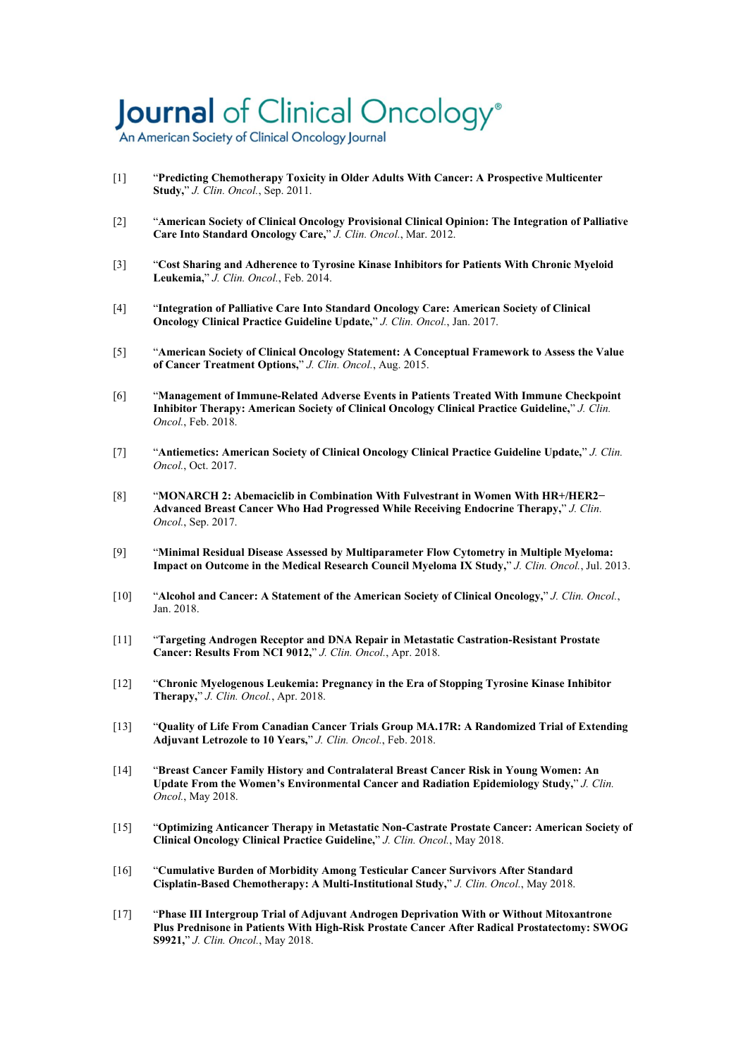# Journal of Clinical Oncology®

An American Society of Clinical Oncology Journal

[1] "**Predicting Chemotherapy Toxicity in Older Adults With Cancer: A Prospective Multicenter Study,**" *J. Clin. Oncol.*, Sep. 2011.

[2] "**American Society of Clinical Oncology Provisional Clinical Opinion: The Integration of Palliative Care Into Standard Oncology Care,**" *J. Clin. Oncol.*, Mar. 2012.

[3] "**Cost Sharing and Adherence to Tyrosine Kinase Inhibitors for Patients With Chronic Myeloid Leukemia,**" *J. Clin. Oncol.*, Feb. 2014.

[4] "**Integration of Palliative Care Into Standard Oncology Care: American Society of Clinical Oncology Clinical Practice Guideline Update,**" *J. Clin. Oncol.*, Jan. 2017.

[5] "**American Society of Clinical Oncology Statement: A Conceptual Framework to Assess the Value of Cancer Treatment Options,**" *J. Clin. Oncol.*, Aug. 2015.

[6] "**Management of Immune-Related Adverse Events in Patients Treated With Immune Checkpoint Inhibitor Therapy: American Society of Clinical Oncology Clinical Practice Guideline,**" *J. Clin. Oncol.*, Feb. 2018.

[7] "**Antiemetics: American Society of Clinical Oncology Clinical Practice Guideline Update,**" *J. Clin. Oncol.*, Oct. 2017.

[8] "**MONARCH 2: Abemaciclib in Combination With Fulvestrant in Women With HR+/HER2− Advanced Breast Cancer Who Had Progressed While Receiving Endocrine Therapy,**" *J. Clin. Oncol.*, Sep. 2017.

[9] "**Minimal Residual Disease Assessed by Multiparameter Flow Cytometry in Multiple Myeloma: Impact on Outcome in the Medical Research Council Myeloma IX Study,**" *J. Clin. Oncol.*, Jul. 2013.

[10] "**Alcohol and Cancer: A Statement of the American Society of Clinical Oncology,**" *J. Clin. Oncol.*, Jan. 2018.

[11] "**Targeting Androgen Receptor and DNA Repair in Metastatic Castration-Resistant Prostate Cancer: Results From NCI 9012,**" *J. Clin. Oncol.*, Apr. 2018.

[12] "**Chronic Myelogenous Leukemia: Pregnancy in the Era of Stopping Tyrosine Kinase Inhibitor Therapy,**" *J. Clin. Oncol.*, Apr. 2018.

[13] "**Quality of Life From Canadian Cancer Trials Group MA.17R: A Randomized Trial of Extending Adjuvant Letrozole to 10 Years,**" *J. Clin. Oncol.*, Feb. 2018.

[14] "**Breast Cancer Family History and Contralateral Breast Cancer Risk in Young Women: An Update From the Women's Environmental Cancer and Radiation Epidemiology Study,**" *J. Clin. Oncol.*, May 2018.

[15] "**Optimizing Anticancer Therapy in Metastatic Non-Castrate Prostate Cancer: American Society of Clinical Oncology Clinical Practice Guideline,**" *J. Clin. Oncol.*, May 2018.

[16] "**Cumulative Burden of Morbidity Among Testicular Cancer Survivors After Standard Cisplatin-Based Chemotherapy: A Multi-Institutional Study,**" *J. Clin. Oncol.*, May 2018.

[17] "**Phase III Intergroup Trial of Adjuvant Androgen Deprivation With or Without Mitoxantrone Plus Prednisone in Patients With High-Risk Prostate Cancer After Radical Prostatectomy: SWOG S9921,**" *J. Clin. Oncol.*, May 2018.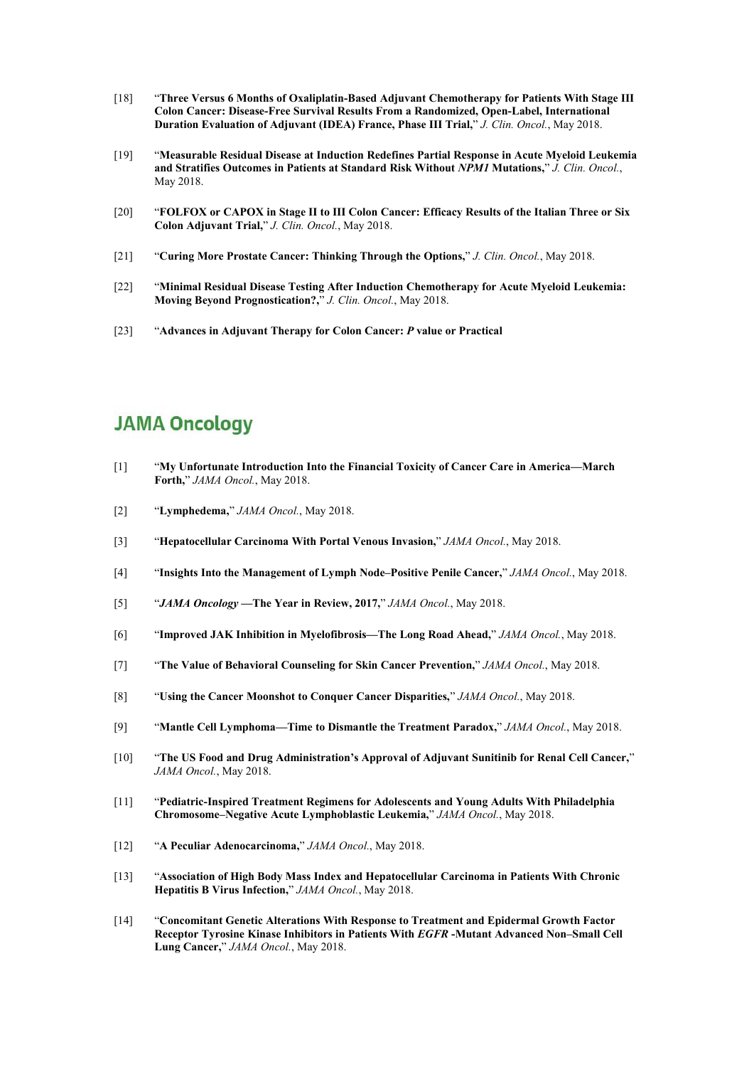[18] "**Three Versus 6 Months of Oxaliplatin-Based Adjuvant Chemotherapy for Patients With Stage III Colon Cancer: Disease-Free Survival Results From a Randomized, Open-Label, International Duration Evaluation of Adjuvant (IDEA) France, Phase III Trial,**" *J. Clin. Oncol.*, May 2018.

[19] "**Measurable Residual Disease at Induction Redefines Partial Response in Acute Myeloid Leukemia and Stratifies Outcomes in Patients at Standard Risk Without *NPM1* Mutations,**" *J. Clin. Oncol.*, May 2018.

[20] "**FOLFOX or CAPOX in Stage II to III Colon Cancer: Efficacy Results of the Italian Three or Six Colon Adjuvant Trial,**" *J. Clin. Oncol.*, May 2018.

[21] "**Curing More Prostate Cancer: Thinking Through the Options,**" *J. Clin. Oncol.*, May 2018.

[22] "**Minimal Residual Disease Testing After Induction Chemotherapy for Acute Myeloid Leukemia: Moving Beyond Prognostication?,**" *J. Clin. Oncol.*, May 2018.

[23] "**Advances in Adjuvant Therapy for Colon Cancer: *P* value or Practical**

## JAMA Oncology

[1] "**My Unfortunate Introduction Into the Financial Toxicity of Cancer Care in America—March Forth,**" *JAMA Oncol.*, May 2018.

[2] "**Lymphedema,**" *JAMA Oncol.*, May 2018.

[3] "**Hepatocellular Carcinoma With Portal Venous Invasion,**" *JAMA Oncol.*, May 2018.

[4] "**Insights Into the Management of Lymph Node–Positive Penile Cancer,**" *JAMA Oncol.*, May 2018.

[5] "***JAMA Oncology* —The Year in Review, 2017,**" *JAMA Oncol.*, May 2018.

[6] "**Improved JAK Inhibition in Myelofibrosis—The Long Road Ahead,**" *JAMA Oncol.*, May 2018.

[7] "**The Value of Behavioral Counseling for Skin Cancer Prevention,**" *JAMA Oncol.*, May 2018.

[8] "**Using the Cancer Moonshot to Conquer Cancer Disparities,**" *JAMA Oncol.*, May 2018.

[9] "**Mantle Cell Lymphoma—Time to Dismantle the Treatment Paradox,**" *JAMA Oncol.*, May 2018.

[10] "**The US Food and Drug Administration's Approval of Adjuvant Sunitinib for Renal Cell Cancer,**" *JAMA Oncol.*, May 2018.

[11] "**Pediatric-Inspired Treatment Regimens for Adolescents and Young Adults With Philadelphia Chromosome–Negative Acute Lymphoblastic Leukemia,**" *JAMA Oncol.*, May 2018.

[12] "**A Peculiar Adenocarcinoma,**" *JAMA Oncol.*, May 2018.

[13] "**Association of High Body Mass Index and Hepatocellular Carcinoma in Patients With Chronic Hepatitis B Virus Infection,**" *JAMA Oncol.*, May 2018.

[14] "**Concomitant Genetic Alterations With Response to Treatment and Epidermal Growth Factor Receptor Tyrosine Kinase Inhibitors in Patients With *EGFR* -Mutant Advanced Non–Small Cell Lung Cancer,**" *JAMA Oncol.*, May 2018.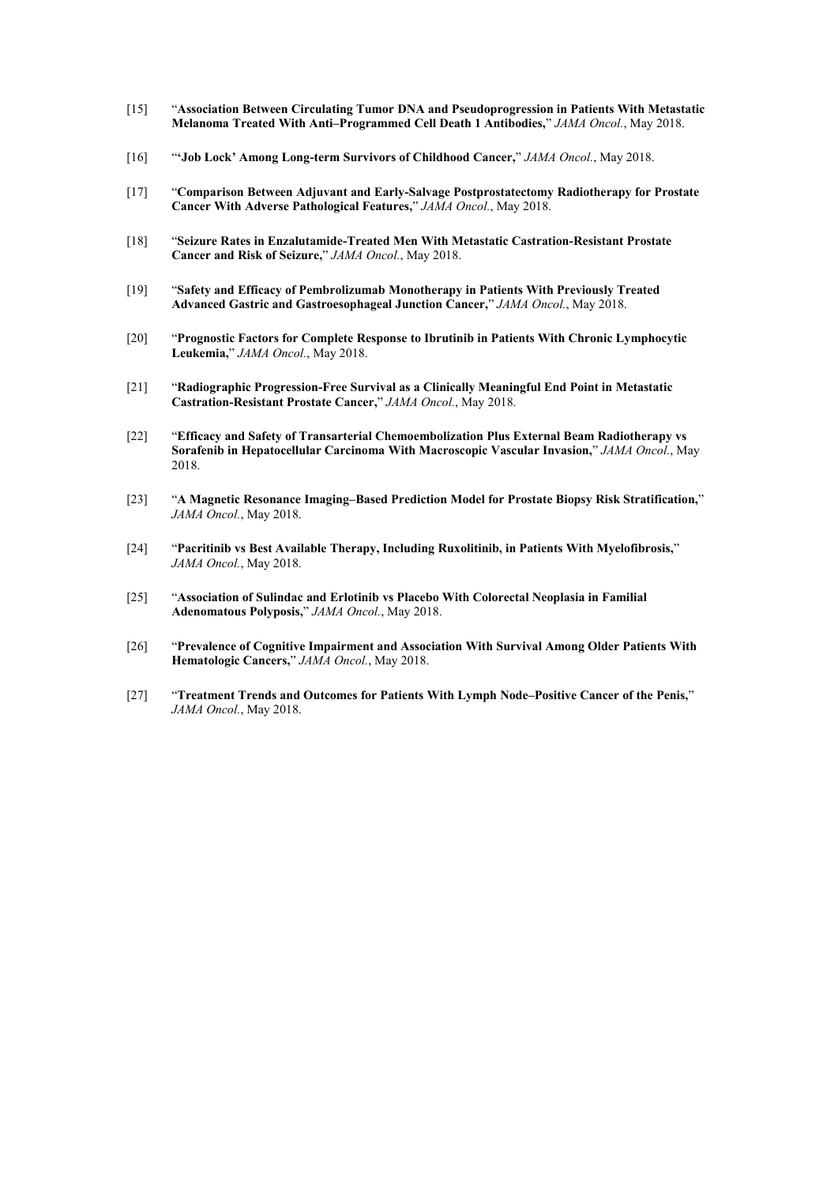[15] "**Association Between Circulating Tumor DNA and Pseudoprogression in Patients With Metastatic Melanoma Treated With Anti–Programmed Cell Death 1 Antibodies,**" *JAMA Oncol.*, May 2018.

[16] "**'Job Lock' Among Long-term Survivors of Childhood Cancer,**" *JAMA Oncol.*, May 2018.

[17] "**Comparison Between Adjuvant and Early-Salvage Postprostatectomy Radiotherapy for Prostate Cancer With Adverse Pathological Features,**" *JAMA Oncol.*, May 2018.

[18] "**Seizure Rates in Enzalutamide-Treated Men With Metastatic Castration-Resistant Prostate Cancer and Risk of Seizure,**" *JAMA Oncol.*, May 2018.

[19] "**Safety and Efficacy of Pembrolizumab Monotherapy in Patients With Previously Treated Advanced Gastric and Gastroesophageal Junction Cancer,**" *JAMA Oncol.*, May 2018.

[20] "**Prognostic Factors for Complete Response to Ibrutinib in Patients With Chronic Lymphocytic Leukemia,**" *JAMA Oncol.*, May 2018.

[21] "**Radiographic Progression-Free Survival as a Clinically Meaningful End Point in Metastatic Castration-Resistant Prostate Cancer,**" *JAMA Oncol.*, May 2018.

[22] "**Efficacy and Safety of Transarterial Chemoembolization Plus External Beam Radiotherapy vs Sorafenib in Hepatocellular Carcinoma With Macroscopic Vascular Invasion,**" *JAMA Oncol.*, May 2018.

[23] "**A Magnetic Resonance Imaging–Based Prediction Model for Prostate Biopsy Risk Stratification,**" *JAMA Oncol.*, May 2018.

[24] "**Pacritinib vs Best Available Therapy, Including Ruxolitinib, in Patients With Myelofibrosis,**" *JAMA Oncol.*, May 2018.

[25] "**Association of Sulindac and Erlotinib vs Placebo With Colorectal Neoplasia in Familial Adenomatous Polyposis,**" *JAMA Oncol.*, May 2018.

[26] "**Prevalence of Cognitive Impairment and Association With Survival Among Older Patients With Hematologic Cancers,**" *JAMA Oncol.*, May 2018.

[27] "**Treatment Trends and Outcomes for Patients With Lymph Node–Positive Cancer of the Penis,**" *JAMA Oncol.*, May 2018.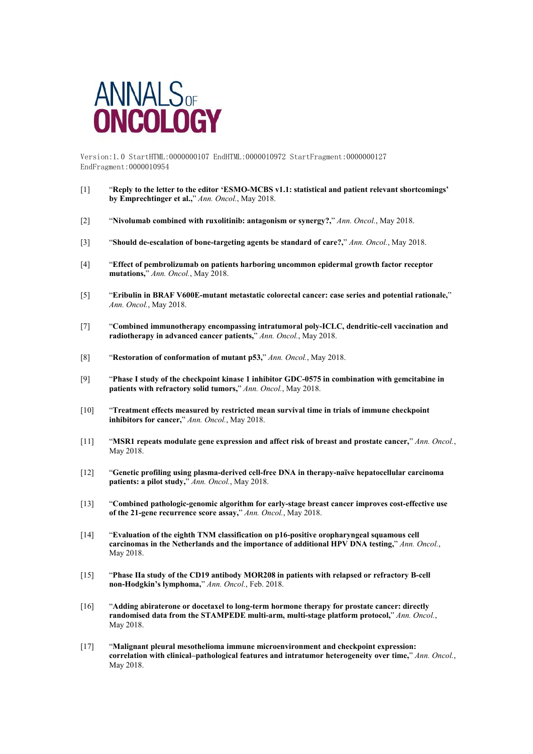ANNALS OF ONCOLOGY

Version:1.0 StartHTML:0000000107 EndHTML:0000010972 StartFragment:0000000127 EndFragment:0000010954

[1] "**Reply to the letter to the editor 'ESMO-MCBS v1.1: statistical and patient relevant shortcomings' by Emprechtinger et al.,**" *Ann. Oncol.*, May 2018.

[2] "**Nivolumab combined with ruxolitinib: antagonism or synergy?,**" *Ann. Oncol.*, May 2018.

[3] "**Should de-escalation of bone-targeting agents be standard of care?,**" *Ann. Oncol.*, May 2018.

[4] "**Effect of pembrolizumab on patients harboring uncommon epidermal growth factor receptor mutations,**" *Ann. Oncol.*, May 2018.

[5] "**Eribulin in BRAF V600E-mutant metastatic colorectal cancer: case series and potential rationale,**" *Ann. Oncol.*, May 2018.

[7] "**Combined immunotherapy encompassing intratumoral poly-ICLC, dendritic-cell vaccination and radiotherapy in advanced cancer patients,**" *Ann. Oncol.*, May 2018.

[8] "**Restoration of conformation of mutant p53,**" *Ann. Oncol.*, May 2018.

[9] "**Phase I study of the checkpoint kinase 1 inhibitor GDC-0575 in combination with gemcitabine in patients with refractory solid tumors,**" *Ann. Oncol.*, May 2018.

[10] "**Treatment effects measured by restricted mean survival time in trials of immune checkpoint inhibitors for cancer,**" *Ann. Oncol.*, May 2018.

[11] "**MSR1 repeats modulate gene expression and affect risk of breast and prostate cancer,**" *Ann. Oncol.*, May 2018.

[12] "**Genetic profiling using plasma-derived cell-free DNA in therapy-naïve hepatocellular carcinoma patients: a pilot study,**" *Ann. Oncol.*, May 2018.

[13] "**Combined pathologic-genomic algorithm for early-stage breast cancer improves cost-effective use of the 21-gene recurrence score assay,**" *Ann. Oncol.*, May 2018.

[14] "**Evaluation of the eighth TNM classification on p16-positive oropharyngeal squamous cell carcinomas in the Netherlands and the importance of additional HPV DNA testing,**" *Ann. Oncol.*, May 2018.

[15] "**Phase IIa study of the CD19 antibody MOR208 in patients with relapsed or refractory B-cell non-Hodgkin's lymphoma,**" *Ann. Oncol.*, Feb. 2018.

[16] "**Adding abiraterone or docetaxel to long-term hormone therapy for prostate cancer: directly randomised data from the STAMPEDE multi-arm, multi-stage platform protocol,**" *Ann. Oncol.*, May 2018.

[17] "**Malignant pleural mesothelioma immune microenvironment and checkpoint expression: correlation with clinical–pathological features and intratumor heterogeneity over time,**" *Ann. Oncol.*, May 2018.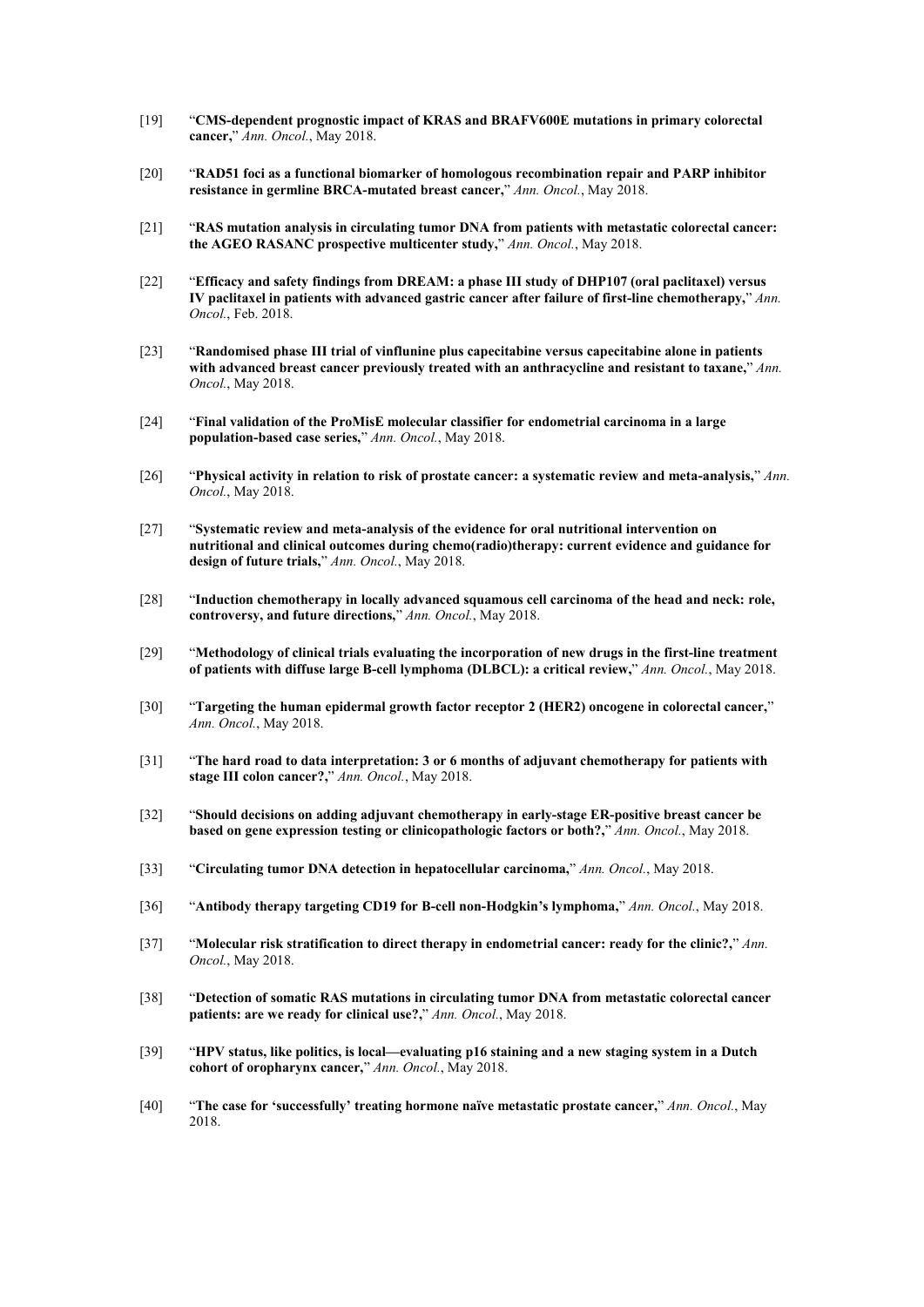[19] "**CMS-dependent prognostic impact of KRAS and BRAFV600E mutations in primary colorectal cancer,**" *Ann. Oncol.*, May 2018.

[20] "**RAD51 foci as a functional biomarker of homologous recombination repair and PARP inhibitor resistance in germline BRCA-mutated breast cancer,**" *Ann. Oncol.*, May 2018.

[21] "**RAS mutation analysis in circulating tumor DNA from patients with metastatic colorectal cancer: the AGEO RASANC prospective multicenter study,**" *Ann. Oncol.*, May 2018.

[22] "**Efficacy and safety findings from DREAM: a phase III study of DHP107 (oral paclitaxel) versus IV paclitaxel in patients with advanced gastric cancer after failure of first-line chemotherapy,**" *Ann. Oncol.*, Feb. 2018.

[23] "**Randomised phase III trial of vinflunine plus capecitabine versus capecitabine alone in patients with advanced breast cancer previously treated with an anthracycline and resistant to taxane,**" *Ann. Oncol.*, May 2018.

[24] "**Final validation of the ProMisE molecular classifier for endometrial carcinoma in a large population-based case series,**" *Ann. Oncol.*, May 2018.

[26] "**Physical activity in relation to risk of prostate cancer: a systematic review and meta-analysis,**" *Ann. Oncol.*, May 2018.

[27] "**Systematic review and meta-analysis of the evidence for oral nutritional intervention on nutritional and clinical outcomes during chemo(radio)therapy: current evidence and guidance for design of future trials,**" *Ann. Oncol.*, May 2018.

[28] "**Induction chemotherapy in locally advanced squamous cell carcinoma of the head and neck: role, controversy, and future directions,**" *Ann. Oncol.*, May 2018.

[29] "**Methodology of clinical trials evaluating the incorporation of new drugs in the first-line treatment of patients with diffuse large B-cell lymphoma (DLBCL): a critical review,**" *Ann. Oncol.*, May 2018.

[30] "**Targeting the human epidermal growth factor receptor 2 (HER2) oncogene in colorectal cancer,**" *Ann. Oncol.*, May 2018.

[31] "**The hard road to data interpretation: 3 or 6 months of adjuvant chemotherapy for patients with stage III colon cancer?,**" *Ann. Oncol.*, May 2018.

[32] "**Should decisions on adding adjuvant chemotherapy in early-stage ER-positive breast cancer be based on gene expression testing or clinicopathologic factors or both?,**" *Ann. Oncol.*, May 2018.

[33] "**Circulating tumor DNA detection in hepatocellular carcinoma,**" *Ann. Oncol.*, May 2018.

[36] "**Antibody therapy targeting CD19 for B-cell non-Hodgkin's lymphoma,**" *Ann. Oncol.*, May 2018.

[37] "**Molecular risk stratification to direct therapy in endometrial cancer: ready for the clinic?,**" *Ann. Oncol.*, May 2018.

[38] "**Detection of somatic RAS mutations in circulating tumor DNA from metastatic colorectal cancer patients: are we ready for clinical use?,**" *Ann. Oncol.*, May 2018.

[39] "**HPV status, like politics, is local—evaluating p16 staining and a new staging system in a Dutch cohort of oropharynx cancer,**" *Ann. Oncol.*, May 2018.

[40] "**The case for 'successfully' treating hormone naïve metastatic prostate cancer,**" *Ann. Oncol.*, May 2018.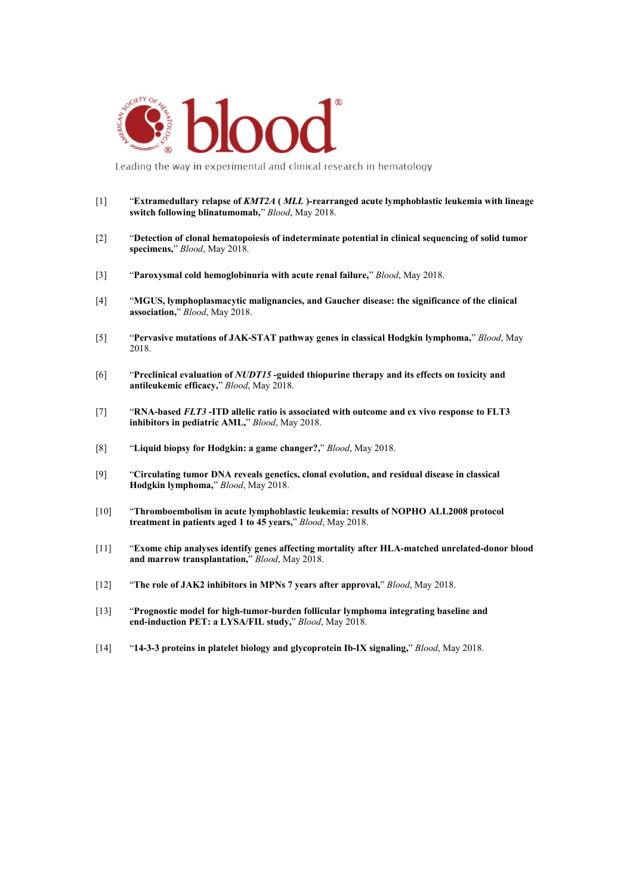blood®

Leading the way in experimental and clinical research in hematology

[1] "**Extramedullary relapse of *KMT2A* ( *MLL* )-rearranged acute lymphoblastic leukemia with lineage switch following blinatumomab,**" *Blood*, May 2018.

[2] "**Detection of clonal hematopoiesis of indeterminate potential in clinical sequencing of solid tumor specimens,**" *Blood*, May 2018.

[3] "**Paroxysmal cold hemoglobinuria with acute renal failure,**" *Blood*, May 2018.

[4] "**MGUS, lymphoplasmacytic malignancies, and Gaucher disease: the significance of the clinical association,**" *Blood*, May 2018.

[5] "**Pervasive mutations of JAK-STAT pathway genes in classical Hodgkin lymphoma,**" *Blood*, May 2018.

[6] "**Preclinical evaluation of *NUDT15* -guided thiopurine therapy and its effects on toxicity and antileukemic efficacy,**" *Blood*, May 2018.

[7] "**RNA-based *FLT3* -ITD allelic ratio is associated with outcome and ex vivo response to FLT3 inhibitors in pediatric AML,**" *Blood*, May 2018.

[8] "**Liquid biopsy for Hodgkin: a game changer?,**" *Blood*, May 2018.

[9] "**Circulating tumor DNA reveals genetics, clonal evolution, and residual disease in classical Hodgkin lymphoma,**" *Blood*, May 2018.

[10] "**Thromboembolism in acute lymphoblastic leukemia: results of NOPHO ALL2008 protocol treatment in patients aged 1 to 45 years,**" *Blood*, May 2018.

[11] "**Exome chip analyses identify genes affecting mortality after HLA-matched unrelated-donor blood and marrow transplantation,**" *Blood*, May 2018.

[12] "**The role of JAK2 inhibitors in MPNs 7 years after approval,**" *Blood*, May 2018.

[13] "**Prognostic model for high-tumor-burden follicular lymphoma integrating baseline and end-induction PET: a LYSA/FIL study,**" *Blood*, May 2018.

[14] "**14-3-3 proteins in platelet biology and glycoprotein Ib-IX signaling,**" *Blood*, May 2018.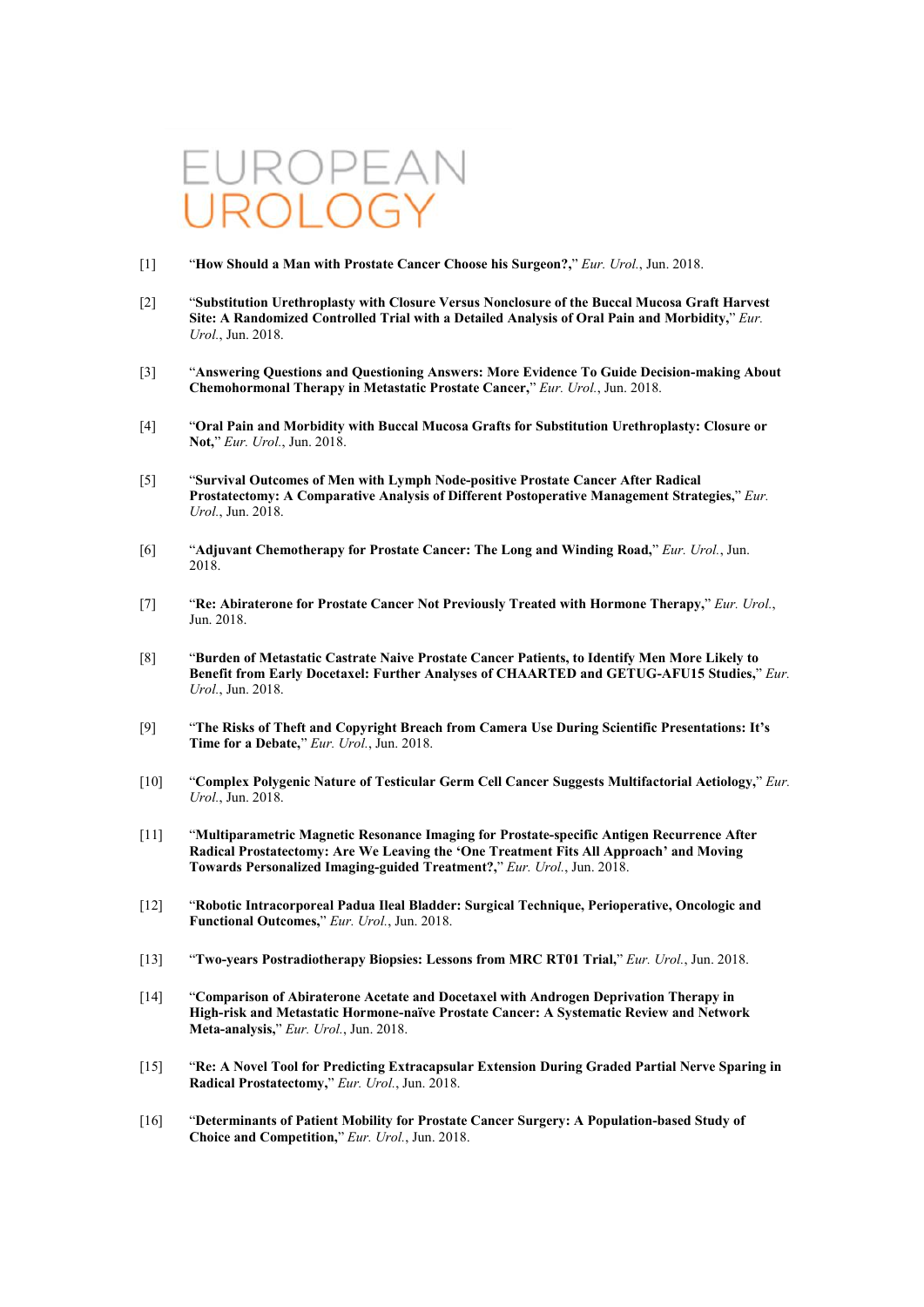# EUROPEAN UROLOGY

[1] "**How Should a Man with Prostate Cancer Choose his Surgeon?,**" *Eur. Urol.*, Jun. 2018.

[2] "**Substitution Urethroplasty with Closure Versus Nonclosure of the Buccal Mucosa Graft Harvest Site: A Randomized Controlled Trial with a Detailed Analysis of Oral Pain and Morbidity,**" *Eur. Urol.*, Jun. 2018.

[3] "**Answering Questions and Questioning Answers: More Evidence To Guide Decision-making About Chemohormonal Therapy in Metastatic Prostate Cancer,**" *Eur. Urol.*, Jun. 2018.

[4] "**Oral Pain and Morbidity with Buccal Mucosa Grafts for Substitution Urethroplasty: Closure or Not,**" *Eur. Urol.*, Jun. 2018.

[5] "**Survival Outcomes of Men with Lymph Node-positive Prostate Cancer After Radical Prostatectomy: A Comparative Analysis of Different Postoperative Management Strategies,**" *Eur. Urol.*, Jun. 2018.

[6] "**Adjuvant Chemotherapy for Prostate Cancer: The Long and Winding Road,**" *Eur. Urol.*, Jun. 2018.

[7] "**Re: Abiraterone for Prostate Cancer Not Previously Treated with Hormone Therapy,**" *Eur. Urol.*, Jun. 2018.

[8] "**Burden of Metastatic Castrate Naive Prostate Cancer Patients, to Identify Men More Likely to Benefit from Early Docetaxel: Further Analyses of CHAARTED and GETUG-AFU15 Studies,**" *Eur. Urol.*, Jun. 2018.

[9] "**The Risks of Theft and Copyright Breach from Camera Use During Scientific Presentations: It's Time for a Debate,**" *Eur. Urol.*, Jun. 2018.

[10] "**Complex Polygenic Nature of Testicular Germ Cell Cancer Suggests Multifactorial Aetiology,**" *Eur. Urol.*, Jun. 2018.

[11] "**Multiparametric Magnetic Resonance Imaging for Prostate-specific Antigen Recurrence After Radical Prostatectomy: Are We Leaving the 'One Treatment Fits All Approach' and Moving Towards Personalized Imaging-guided Treatment?,**" *Eur. Urol.*, Jun. 2018.

[12] "**Robotic Intracorporeal Padua Ileal Bladder: Surgical Technique, Perioperative, Oncologic and Functional Outcomes,**" *Eur. Urol.*, Jun. 2018.

[13] "**Two-years Postradiotherapy Biopsies: Lessons from MRC RT01 Trial,**" *Eur. Urol.*, Jun. 2018.

[14] "**Comparison of Abiraterone Acetate and Docetaxel with Androgen Deprivation Therapy in High-risk and Metastatic Hormone-naïve Prostate Cancer: A Systematic Review and Network Meta-analysis,**" *Eur. Urol.*, Jun. 2018.

[15] "**Re: A Novel Tool for Predicting Extracapsular Extension During Graded Partial Nerve Sparing in Radical Prostatectomy,**" *Eur. Urol.*, Jun. 2018.

[16] "**Determinants of Patient Mobility for Prostate Cancer Surgery: A Population-based Study of Choice and Competition,**" *Eur. Urol.*, Jun. 2018.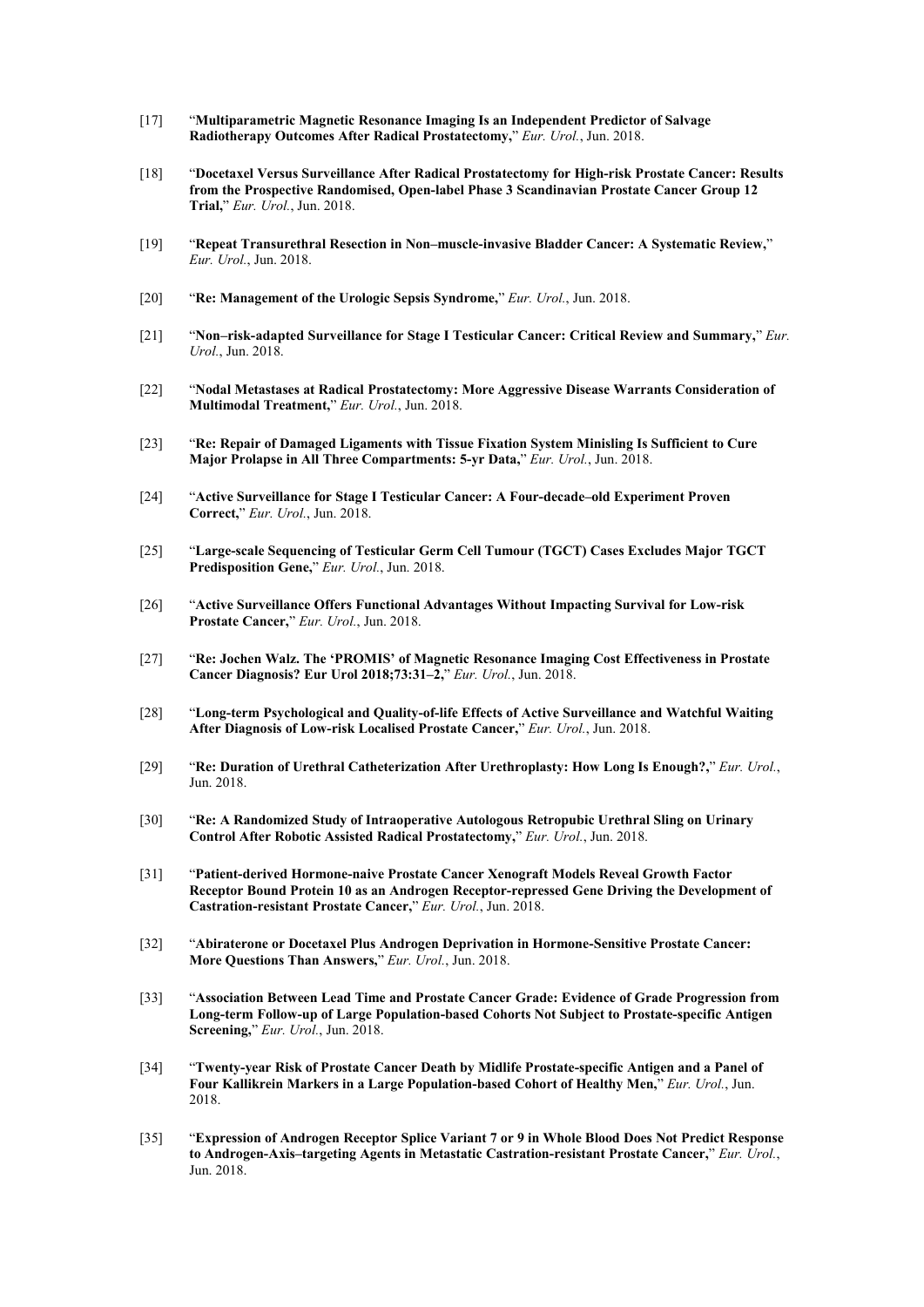[17] "**Multiparametric Magnetic Resonance Imaging Is an Independent Predictor of Salvage Radiotherapy Outcomes After Radical Prostatectomy,**" *Eur. Urol.*, Jun. 2018.

[18] "**Docetaxel Versus Surveillance After Radical Prostatectomy for High-risk Prostate Cancer: Results from the Prospective Randomised, Open-label Phase 3 Scandinavian Prostate Cancer Group 12 Trial,**" *Eur. Urol.*, Jun. 2018.

[19] "**Repeat Transurethral Resection in Non–muscle-invasive Bladder Cancer: A Systematic Review,**" *Eur. Urol.*, Jun. 2018.

[20] "**Re: Management of the Urologic Sepsis Syndrome,**" *Eur. Urol.*, Jun. 2018.

[21] "**Non–risk-adapted Surveillance for Stage I Testicular Cancer: Critical Review and Summary,**" *Eur. Urol.*, Jun. 2018.

[22] "**Nodal Metastases at Radical Prostatectomy: More Aggressive Disease Warrants Consideration of Multimodal Treatment,**" *Eur. Urol.*, Jun. 2018.

[23] "**Re: Repair of Damaged Ligaments with Tissue Fixation System Minisling Is Sufficient to Cure Major Prolapse in All Three Compartments: 5-yr Data,**" *Eur. Urol.*, Jun. 2018.

[24] "**Active Surveillance for Stage I Testicular Cancer: A Four-decade–old Experiment Proven Correct,**" *Eur. Urol.*, Jun. 2018.

[25] "**Large-scale Sequencing of Testicular Germ Cell Tumour (TGCT) Cases Excludes Major TGCT Predisposition Gene,**" *Eur. Urol.*, Jun. 2018.

[26] "**Active Surveillance Offers Functional Advantages Without Impacting Survival for Low-risk Prostate Cancer,**" *Eur. Urol.*, Jun. 2018.

[27] "**Re: Jochen Walz. The 'PROMIS' of Magnetic Resonance Imaging Cost Effectiveness in Prostate Cancer Diagnosis? Eur Urol 2018;73:31–2,**" *Eur. Urol.*, Jun. 2018.

[28] "**Long-term Psychological and Quality-of-life Effects of Active Surveillance and Watchful Waiting After Diagnosis of Low-risk Localised Prostate Cancer,**" *Eur. Urol.*, Jun. 2018.

[29] "**Re: Duration of Urethral Catheterization After Urethroplasty: How Long Is Enough?,**" *Eur. Urol.*, Jun. 2018.

[30] "**Re: A Randomized Study of Intraoperative Autologous Retropubic Urethral Sling on Urinary Control After Robotic Assisted Radical Prostatectomy,**" *Eur. Urol.*, Jun. 2018.

[31] "**Patient-derived Hormone-naive Prostate Cancer Xenograft Models Reveal Growth Factor Receptor Bound Protein 10 as an Androgen Receptor-repressed Gene Driving the Development of Castration-resistant Prostate Cancer,**" *Eur. Urol.*, Jun. 2018.

[32] "**Abiraterone or Docetaxel Plus Androgen Deprivation in Hormone-Sensitive Prostate Cancer: More Questions Than Answers,**" *Eur. Urol.*, Jun. 2018.

[33] "**Association Between Lead Time and Prostate Cancer Grade: Evidence of Grade Progression from Long-term Follow-up of Large Population-based Cohorts Not Subject to Prostate-specific Antigen Screening,**" *Eur. Urol.*, Jun. 2018.

[34] "**Twenty-year Risk of Prostate Cancer Death by Midlife Prostate-specific Antigen and a Panel of Four Kallikrein Markers in a Large Population-based Cohort of Healthy Men,**" *Eur. Urol.*, Jun. 2018.

[35] "**Expression of Androgen Receptor Splice Variant 7 or 9 in Whole Blood Does Not Predict Response to Androgen-Axis–targeting Agents in Metastatic Castration-resistant Prostate Cancer,**" *Eur. Urol.*, Jun. 2018.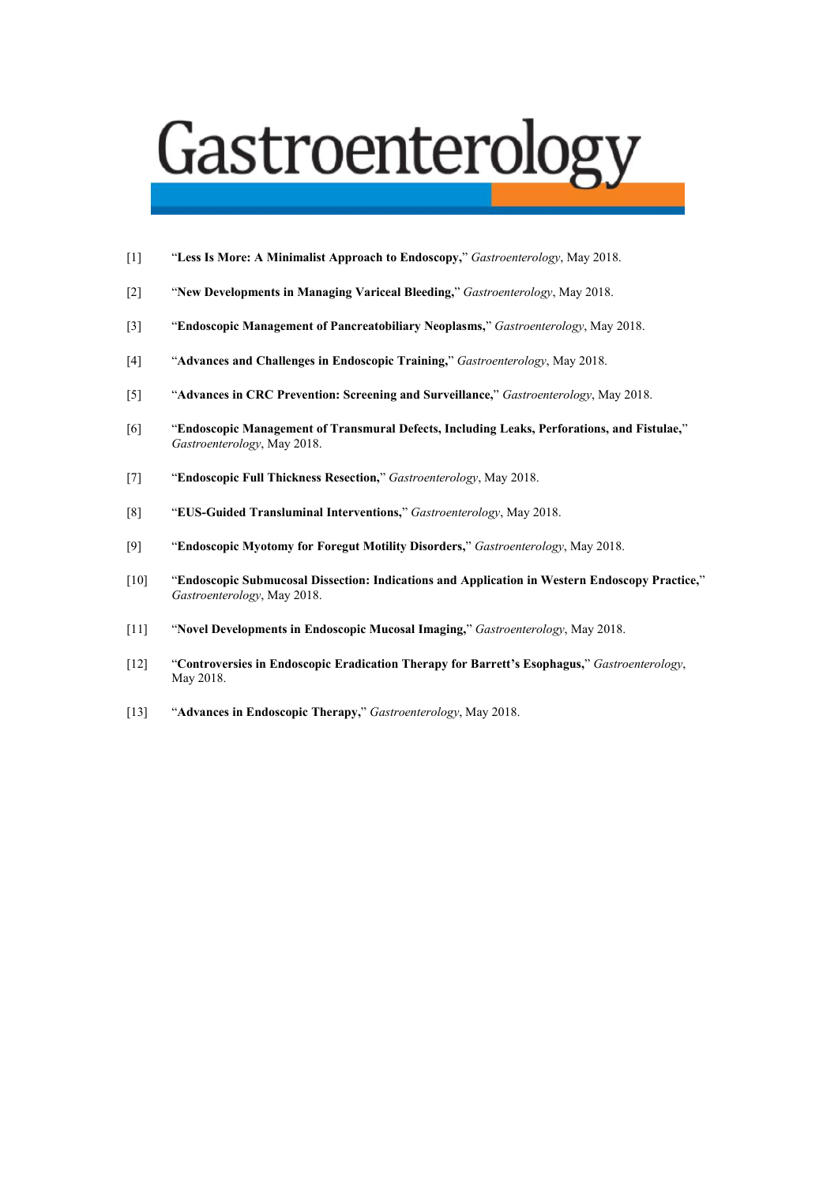# Gastroenterology

[1] "**Less Is More: A Minimalist Approach to Endoscopy,**" *Gastroenterology*, May 2018.

[2] "**New Developments in Managing Variceal Bleeding,**" *Gastroenterology*, May 2018.

[3] "**Endoscopic Management of Pancreatobiliary Neoplasms,**" *Gastroenterology*, May 2018.

[4] "**Advances and Challenges in Endoscopic Training,**" *Gastroenterology*, May 2018.

[5] "**Advances in CRC Prevention: Screening and Surveillance,**" *Gastroenterology*, May 2018.

[6] "**Endoscopic Management of Transmural Defects, Including Leaks, Perforations, and Fistulae,**" *Gastroenterology*, May 2018.

[7] "**Endoscopic Full Thickness Resection,**" *Gastroenterology*, May 2018.

[8] "**EUS-Guided Transluminal Interventions,**" *Gastroenterology*, May 2018.

[9] "**Endoscopic Myotomy for Foregut Motility Disorders,**" *Gastroenterology*, May 2018.

[10] "**Endoscopic Submucosal Dissection: Indications and Application in Western Endoscopy Practice,**" *Gastroenterology*, May 2018.

[11] "**Novel Developments in Endoscopic Mucosal Imaging,**" *Gastroenterology*, May 2018.

[12] "**Controversies in Endoscopic Eradication Therapy for Barrett's Esophagus,**" *Gastroenterology*, May 2018.

[13] "**Advances in Endoscopic Therapy,**" *Gastroenterology*, May 2018.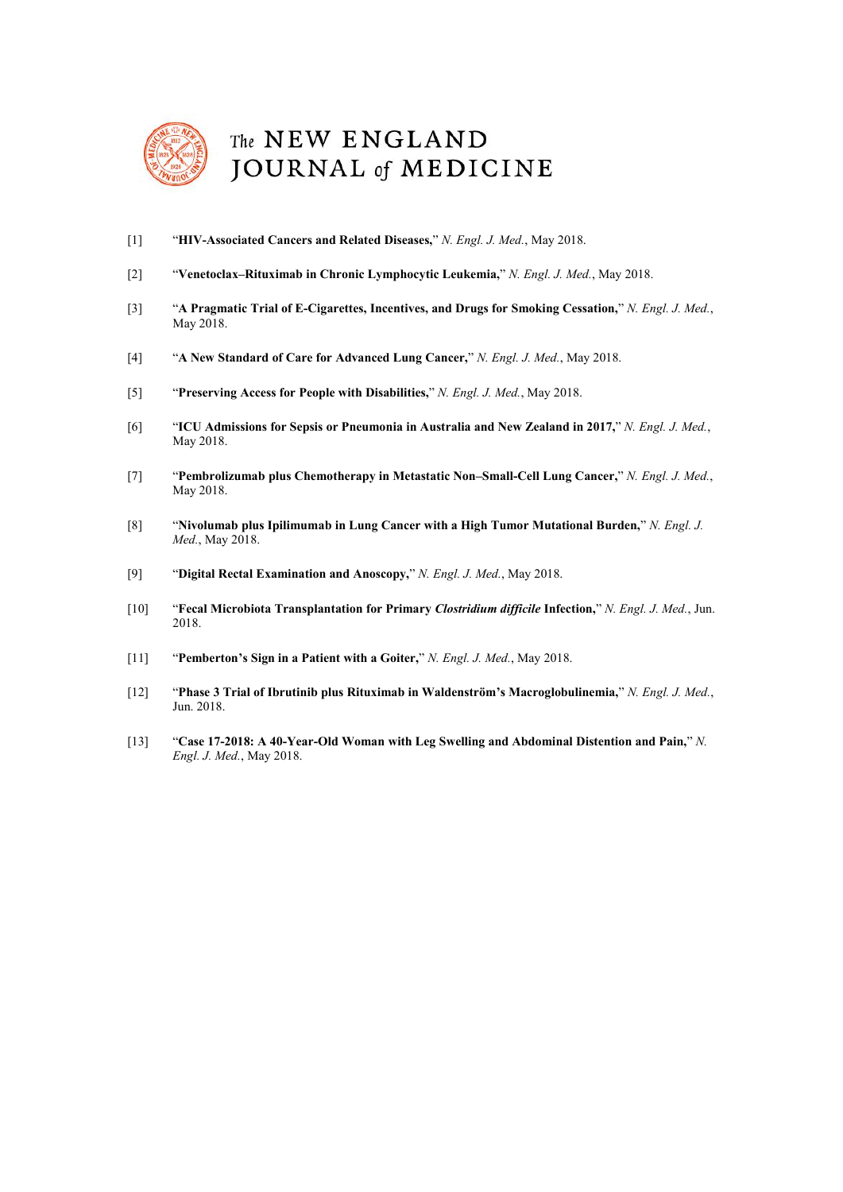# The NEW ENGLAND JOURNAL of MEDICINE

[1] "**HIV-Associated Cancers and Related Diseases,**" *N. Engl. J. Med.*, May 2018.

[2] "**Venetoclax–Rituximab in Chronic Lymphocytic Leukemia,**" *N. Engl. J. Med.*, May 2018.

[3] "**A Pragmatic Trial of E-Cigarettes, Incentives, and Drugs for Smoking Cessation,**" *N. Engl. J. Med.*, May 2018.

[4] "**A New Standard of Care for Advanced Lung Cancer,**" *N. Engl. J. Med.*, May 2018.

[5] "**Preserving Access for People with Disabilities,**" *N. Engl. J. Med.*, May 2018.

[6] "**ICU Admissions for Sepsis or Pneumonia in Australia and New Zealand in 2017,**" *N. Engl. J. Med.*, May 2018.

[7] "**Pembrolizumab plus Chemotherapy in Metastatic Non–Small-Cell Lung Cancer,**" *N. Engl. J. Med.*, May 2018.

[8] "**Nivolumab plus Ipilimumab in Lung Cancer with a High Tumor Mutational Burden,**" *N. Engl. J. Med.*, May 2018.

[9] "**Digital Rectal Examination and Anoscopy,**" *N. Engl. J. Med.*, May 2018.

[10] "**Fecal Microbiota Transplantation for Primary *Clostridium difficile* Infection,**" *N. Engl. J. Med.*, Jun. 2018.

[11] "**Pemberton's Sign in a Patient with a Goiter,**" *N. Engl. J. Med.*, May 2018.

[12] "**Phase 3 Trial of Ibrutinib plus Rituximab in Waldenström's Macroglobulinemia,**" *N. Engl. J. Med.*, Jun. 2018.

[13] "**Case 17-2018: A 40-Year-Old Woman with Leg Swelling and Abdominal Distention and Pain,**" *N. Engl. J. Med.*, May 2018.